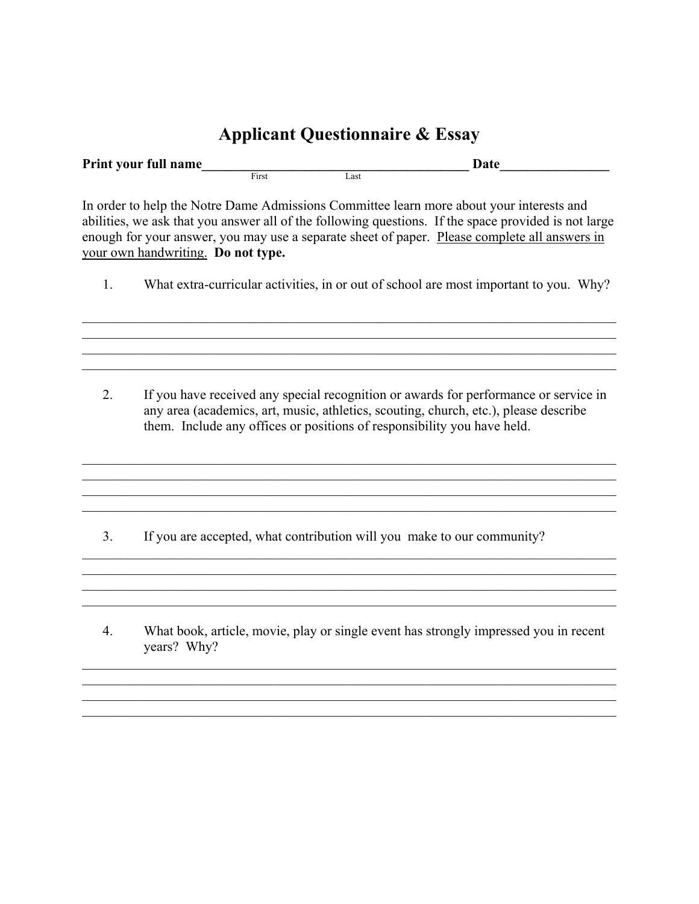# Applicant Questionnaire & Essay

**Print your full name**_________________________________________ **Date**________________

First Last

In order to help the Notre Dame Admissions Committee learn more about your interests and abilities, we ask that you answer all of the following questions. If the space provided is not large enough for your answer, you may use a separate sheet of paper. Please complete all answers in your own handwriting. **Do not type.**

1. What extra-curricular activities, in or out of school are most important to you. Why?

_______________________________________________________________________________

_______________________________________________________________________________

_______________________________________________________________________________

_______________________________________________________________________________

2. If you have received any special recognition or awards for performance or service in any area (academics, art, music, athletics, scouting, church, etc.), please describe them. Include any offices or positions of responsibility you have held.

_______________________________________________________________________________

_______________________________________________________________________________

_______________________________________________________________________________

_______________________________________________________________________________

3. If you are accepted, what contribution will you make to our community?

_______________________________________________________________________________

_______________________________________________________________________________

_______________________________________________________________________________

_______________________________________________________________________________

4. What book, article, movie, play or single event has strongly impressed you in recent years? Why?

_______________________________________________________________________________

_______________________________________________________________________________

_______________________________________________________________________________

_______________________________________________________________________________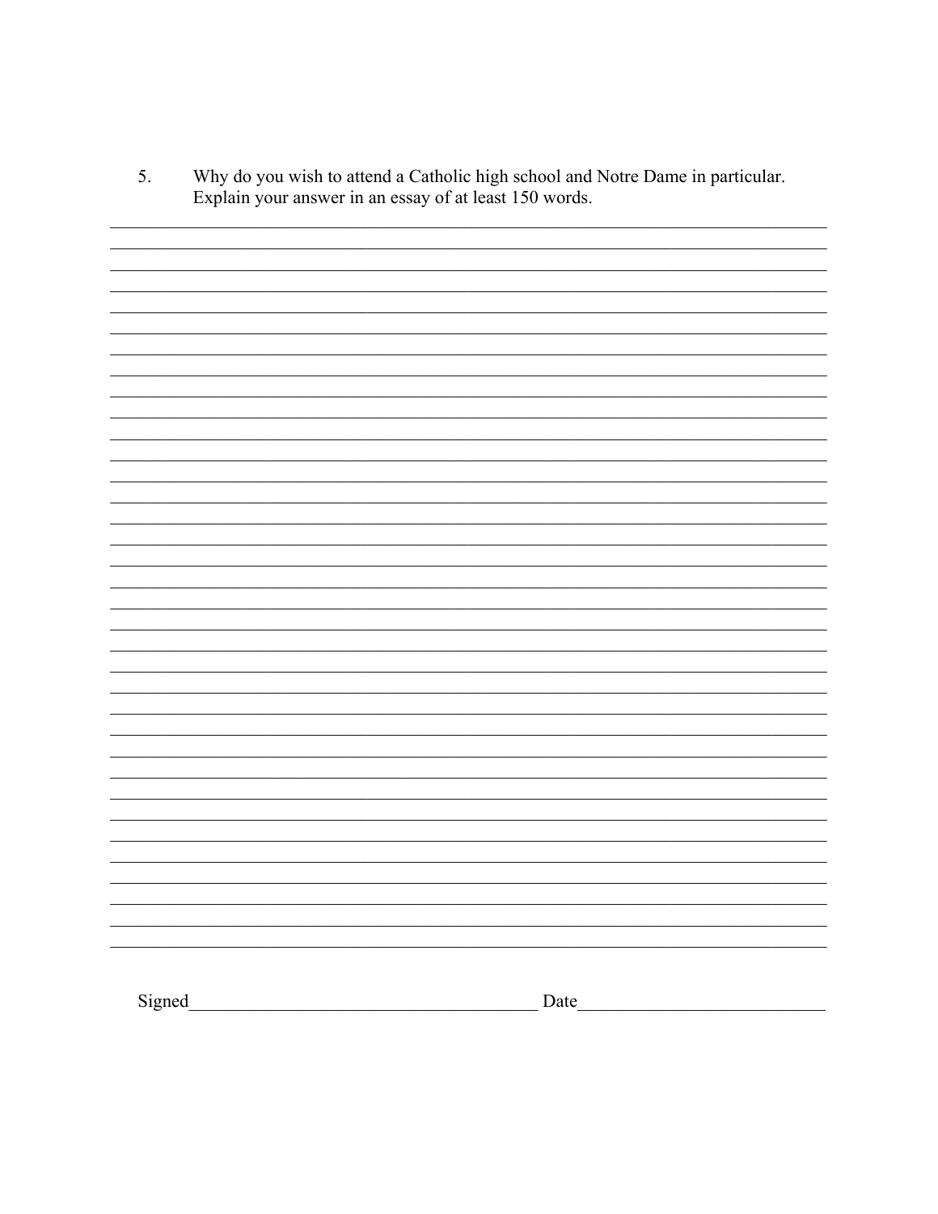5. Why do you wish to attend a Catholic high school and Notre Dame in particular. Explain your answer in an essay of at least 150 words.

Signed\_\_\_\_\_\_\_\_\_\_\_\_\_\_\_\_\_\_\_\_\_\_\_\_\_\_\_\_\_\_\_\_\_\_\_\_\_\_ Date\_\_\_\_\_\_\_\_\_\_\_\_\_\_\_\_\_\_\_\_\_\_\_\_\_\_\_